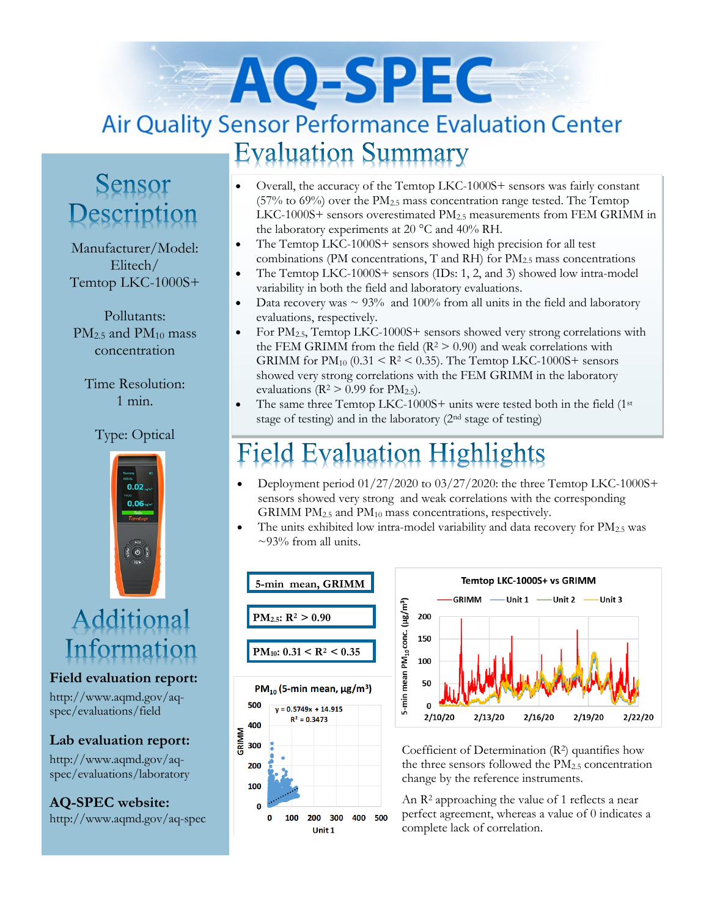# AQ-SPEC

## Air Quality Sensor Performance Evaluation Center

## Sensor Description

Manufacturer/Model: Elitech/ Temtop LKC-1000S+

Pollutants: $PM_{2.5}$ and $PM_{10}$ mass concentration

Time Resolution: 1 min.

Type: Optical

## Additional Information

**Field evaluation report:**

http://www.aqmd.gov/aq-spec/evaluations/field

**Lab evaluation report:**

http://www.aqmd.gov/aq-spec/evaluations/laboratory

**AQ-SPEC website:**

http://www.aqmd.gov/aq-spec

## Evaluation Summary

- Overall, the accuracy of the Temtop LKC-1000S+ sensors was fairly constant (57% to 69%) over the $PM_{2.5}$ mass concentration range tested. The Temtop LKC-1000S+ sensors overestimated $PM_{2.5}$ measurements from FEM GRIMM in the laboratory experiments at 20 °C and 40% RH.
- The Temtop LKC-1000S+ sensors showed high precision for all test combinations (PM concentrations, T and RH) for $PM_{2.5}$ mass concentrations
- The Temtop LKC-1000S+ sensors (IDs: 1, 2, and 3) showed low intra-model variability in both the field and laboratory evaluations.
- Data recovery was ~ 93% and 100% from all units in the field and laboratory evaluations, respectively.
- For $PM_{2.5}$, Temtop LKC-1000S+ sensors showed very strong correlations with the FEM GRIMM from the field ($R^2 > 0.90$) and weak correlations with GRIMM for $PM_{10}$ ($0.31 < R^2 < 0.35$). The Temtop LKC-1000S+ sensors showed very strong correlations with the FEM GRIMM in the laboratory evaluations ($R^2 > 0.99$ for $PM_{2.5}$).
- The same three Temtop LKC-1000S+ units were tested both in the field (1st stage of testing) and in the laboratory (2nd stage of testing)

## Field Evaluation Highlights

- Deployment period 01/27/2020 to 03/27/2020: the three Temtop LKC-1000S+ sensors showed very strong and weak correlations with the corresponding GRIMM $PM_{2.5}$ and $PM_{10}$ mass concentrations, respectively.
- The units exhibited low intra-model variability and data recovery for $PM_{2.5}$ was ~93% from all units.

**5-min mean, GRIMM**

**$PM_{2.5}$: $R^2 > 0.90$**

**$PM_{10}$: $0.31 < R^2 < 0.35$**

$PM_{10}$ (5-min mean, µg/m³)

y = 0.5749x + 14.915
$R^2$ = 0.3473

(Scatter plot: GRIMM vs Unit 1)

Temtop LKC-1000S+ vs GRIMM

(Time series: GRIMM, Unit 1, Unit 2, Unit 3; 5-min mean $PM_{10}$ conc. (µg/m³); 2/10/20 to 2/22/20)

Coefficient of Determination ($R^2$) quantifies how the three sensors followed the $PM_{2.5}$ concentration change by the reference instruments.

An $R^2$ approaching the value of 1 reflects a near perfect agreement, whereas a value of 0 indicates a complete lack of correlation.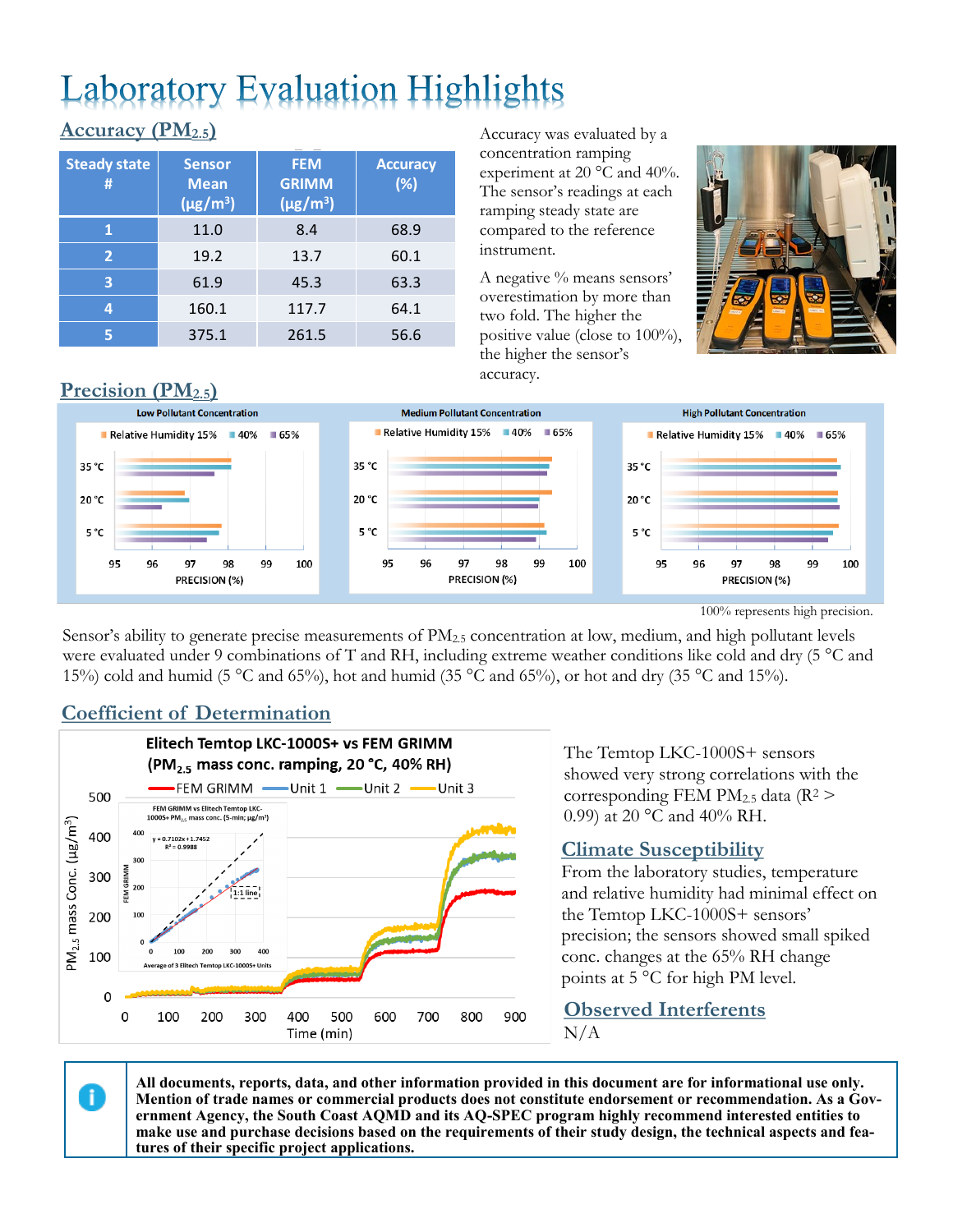# Laboratory Evaluation Highlights

## Accuracy ($PM_{2.5}$)

| Steady state # | Sensor Mean (µg/m³) | FEM GRIMM (µg/m³) | Accuracy (%) |
|---|---|---|---|
| 1 | 11.0 | 8.4 | 68.9 |
| 2 | 19.2 | 13.7 | 60.1 |
| 3 | 61.9 | 45.3 | 63.3 |
| 4 | 160.1 | 117.7 | 64.1 |
| 5 | 375.1 | 261.5 | 56.6 |

Accuracy was evaluated by a concentration ramping experiment at 20 °C and 40%. The sensor's readings at each ramping steady state are compared to the reference instrument.

A negative % means sensors' overestimation by more than two fold. The higher the positive value (close to 100%), the higher the sensor's accuracy.

## Precision ($PM_{2.5}$)

Low Pollutant Concentration
Relative Humidity 15% 40% 65%
35 °C
20 °C
5 °C
95 96 97 98 99 100
PRECISION (%)

Medium Pollutant Concentration
Relative Humidity 15% 40% 65%
35 °C
20 °C
5 °C
95 96 97 98 99 100
PRECISION (%)

High Pollutant Concentration
Relative Humidity 15% 40% 65%
35 °C
20 °C
5 °C
95 96 97 98 99 100
PRECISION (%)

100% represents high precision.

Sensor's ability to generate precise measurements of $PM_{2.5}$ concentration at low, medium, and high pollutant levels were evaluated under 9 combinations of T and RH, including extreme weather conditions like cold and dry (5 °C and 15%) cold and humid (5 °C and 65%), hot and humid (35 °C and 65%), or hot and dry (35 °C and 15%).

## Coefficient of Determination

Elitech Temtop LKC-1000S+ vs FEM GRIMM
($PM_{2.5}$ mass conc. ramping, 20 °C, 40% RH)
FEM GRIMM Unit 1 Unit 2 Unit 3
$PM_{2.5}$ mass Conc. (µg/m³)
0 100 200 300 400 500
0 100 200 300 400 500 600 700 800 900
Time (min)

FEM GRIMM vs Elitech Temtop LKC-1000S+ $PM_{2.5}$ mass conc. (5-min; µg/m³)
y = 0.7102x + 1.7452
$R^2$ = 0.9988
1:1 line
FEM GRIMM
Average of 3 Elitech Temtop LKC-1000S+ Units
0 100 200 300 400

The Temtop LKC-1000S+ sensors showed very strong correlations with the corresponding FEM $PM_{2.5}$ data ($R^2$ > 0.99) at 20 °C and 40% RH.

## Climate Susceptibility

From the laboratory studies, temperature and relative humidity had minimal effect on the Temtop LKC-1000S+ sensors' precision; the sensors showed small spiked conc. changes at the 65% RH change points at 5 °C for high PM level.

## Observed Interferents

N/A

**All documents, reports, data, and other information provided in this document are for informational use only. Mention of trade names or commercial products does not constitute endorsement or recommendation. As a Government Agency, the South Coast AQMD and its AQ-SPEC program highly recommend interested entities to make use and purchase decisions based on the requirements of their study design, the technical aspects and features of their specific project applications.**